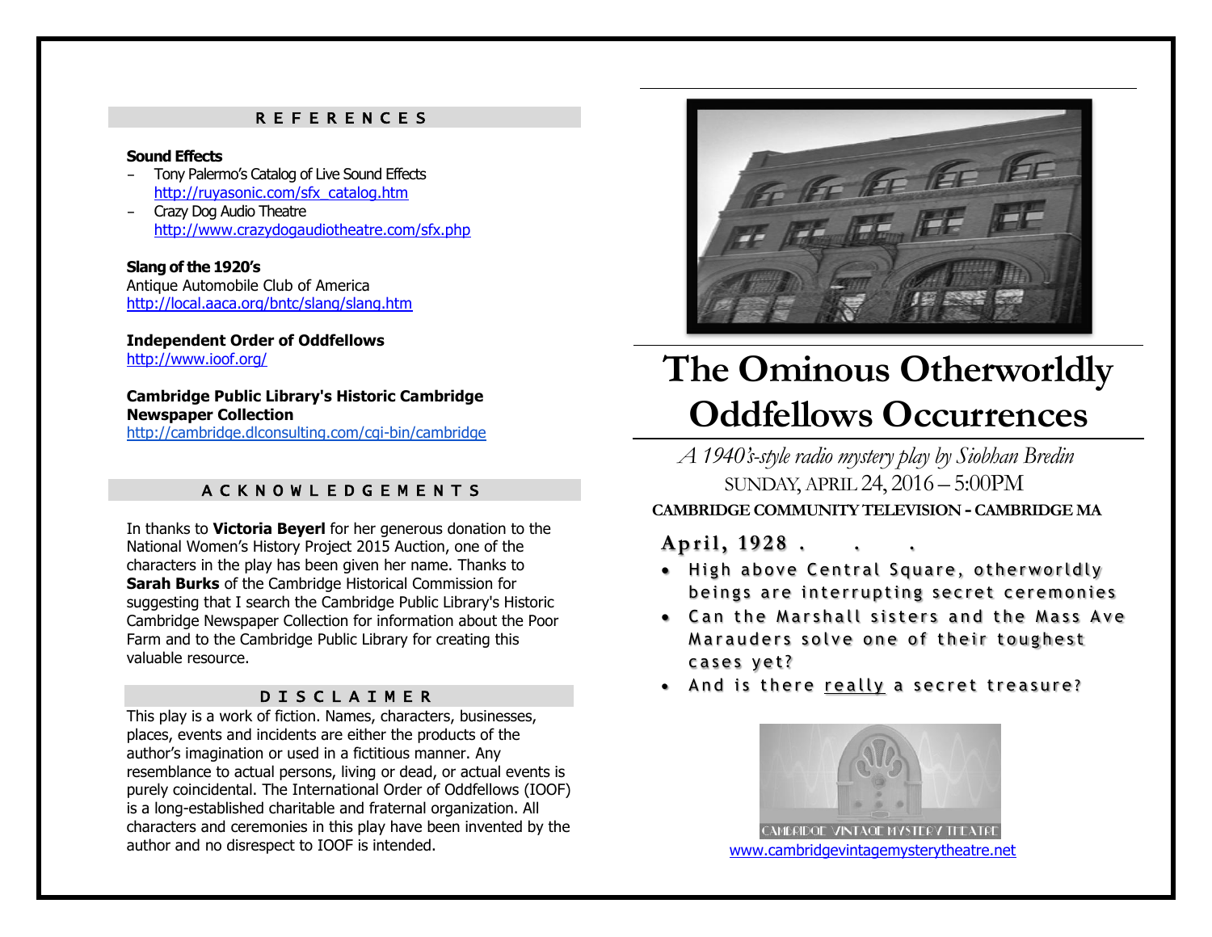## REFERENCES

**Sound Effects**

- Tony Palermo's Catalog of Live Sound Effects
  http://ruyasonic.com/sfx_catalog.htm
- Crazy Dog Audio Theatre
  http://www.crazydogaudiotheatre.com/sfx.php

**Slang of the 1920's**
Antique Automobile Club of America
http://local.aaca.org/bntc/slang/slang.htm

**Independent Order of Oddfellows**
http://www.ioof.org/

**Cambridge Public Library's Historic Cambridge Newspaper Collection**
http://cambridge.dlconsulting.com/cgi-bin/cambridge

## ACKNOWLEDGEMENTS

In thanks to **Victoria Beyerl** for her generous donation to the National Women's History Project 2015 Auction, one of the characters in the play has been given her name. Thanks to **Sarah Burks** of the Cambridge Historical Commission for suggesting that I search the Cambridge Public Library's Historic Cambridge Newspaper Collection for information about the Poor Farm and to the Cambridge Public Library for creating this valuable resource.

## DISCLAIMER

This play is a work of fiction. Names, characters, businesses, places, events and incidents are either the products of the author's imagination or used in a fictitious manner. Any resemblance to actual persons, living or dead, or actual events is purely coincidental. The International Order of Oddfellows (IOOF) is a long-established charitable and fraternal organization. All characters and ceremonies in this play have been invented by the author and no disrespect to IOOF is intended.

# The Ominous Otherworldly Oddfellows Occurrences

*A 1940's-style radio mystery play by Siobhan Bredin*

SUNDAY, APRIL 24, 2016 – 5:00PM

**CAMBRIDGE COMMUNITY TELEVISION - CAMBRIDGE MA**

**April, 1928 . . .**

- High above Central Square, otherworldly beings are interrupting secret ceremonies
- Can the Marshall sisters and the Mass Ave Marauders solve one of their toughest cases yet?
- And is there really a secret treasure?

CAMBRIDGE VINTAGE MYSTERY THEATRE

www.cambridgevintagemysterytheatre.net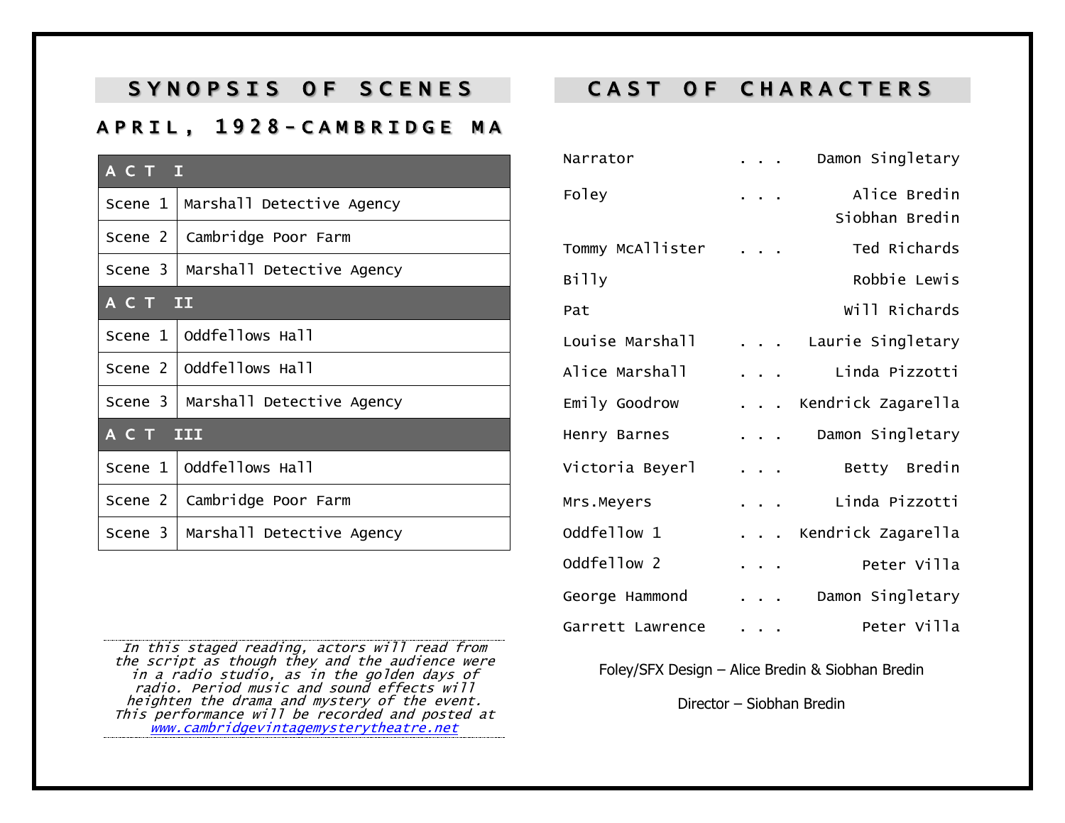## SYNOPSIS OF SCENES

### APRIL, 1928 - CAMBRIDGE MA

| | |
|---|---|
| **ACT I** | |
| Scene 1 | Marshall Detective Agency |
| Scene 2 | Cambridge Poor Farm |
| Scene 3 | Marshall Detective Agency |
| **ACT II** | |
| Scene 1 | Oddfellows Hall |
| Scene 2 | Oddfellows Hall |
| Scene 3 | Marshall Detective Agency |
| **ACT III** | |
| Scene 1 | Oddfellows Hall |
| Scene 2 | Cambridge Poor Farm |
| Scene 3 | Marshall Detective Agency |

*In this staged reading, actors will read from the script as though they and the audience were in a radio studio, as in the golden days of radio. Period music and sound effects will heighten the drama and mystery of the event. This performance will be recorded and posted at [www.cambridgevintagemysterytheatre.net](http://www.cambridgevintagemysterytheatre.net)*

## CAST OF CHARACTERS

| | | |
|---|---|---|
| Narrator | . . . | Damon Singletary |
| Foley | . . . | Alice Bredin<br>Siobhan Bredin |
| Tommy McAllister | . . . | Ted Richards |
| Billy | | Robbie Lewis |
| Pat | | Will Richards |
| Louise Marshall | . . . | Laurie Singletary |
| Alice Marshall | . . . | Linda Pizzotti |
| Emily Goodrow | . . . | Kendrick Zagarella |
| Henry Barnes | . . . | Damon Singletary |
| Victoria Beyerl | . . . | Betty Bredin |
| Mrs.Meyers | . . . | Linda Pizzotti |
| Oddfellow 1 | . . . | Kendrick Zagarella |
| Oddfellow 2 | . . . | Peter Villa |
| George Hammond | . . . | Damon Singletary |
| Garrett Lawrence | . . . | Peter Villa |

Foley/SFX Design – Alice Bredin & Siobhan Bredin

Director – Siobhan Bredin